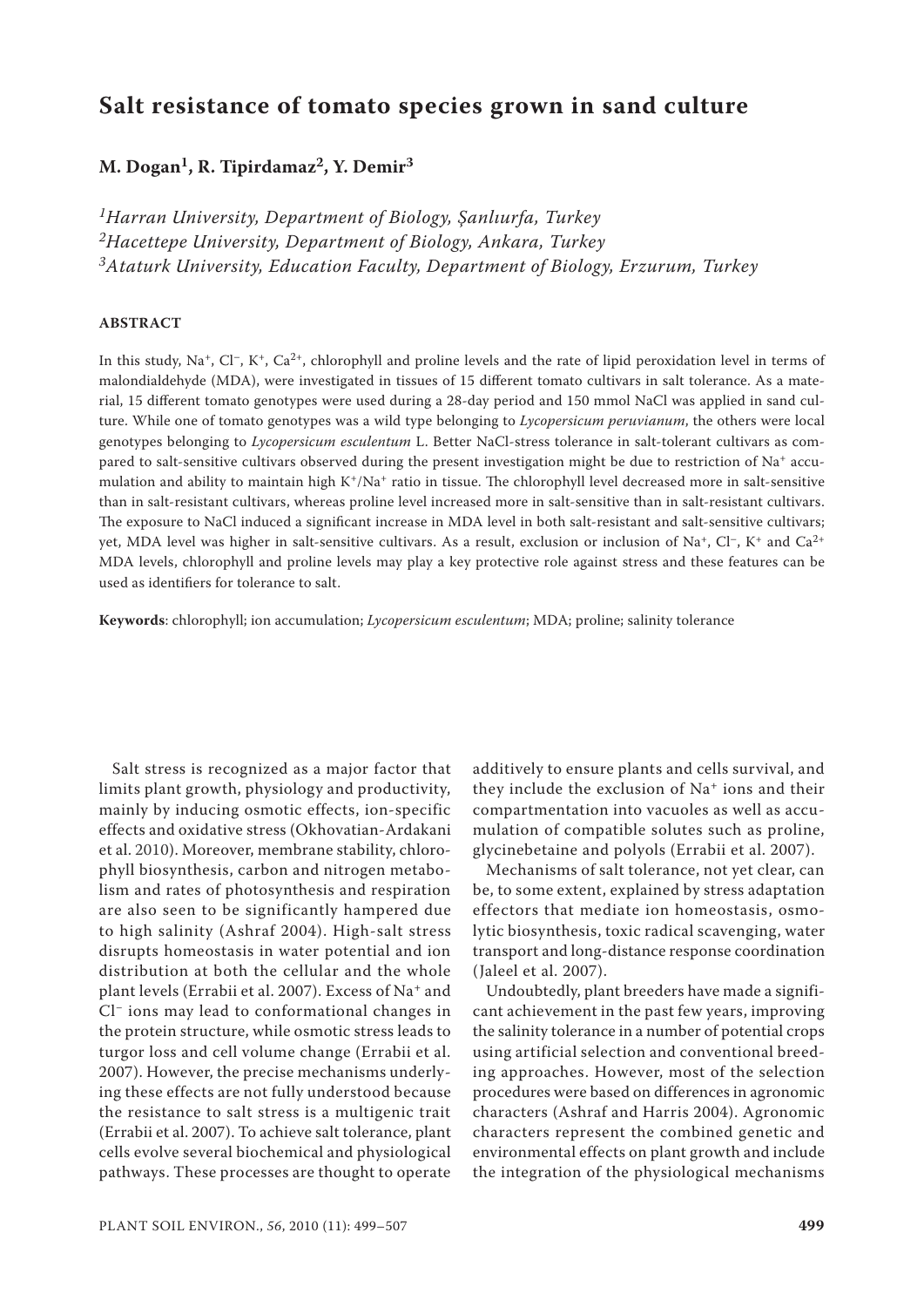# Salt resistance of tomato species grown in sand culture

**M. Dogan[1], R. Tipirdamaz[2], Y. Demir[3]**

*[1]Harran University, Department of Biology, Şanlıurfa, Turkey*
*[2]Hacettepe University, Department of Biology, Ankara, Turkey*
*[3]Ataturk University, Education Faculty, Department of Biology, Erzurum, Turkey*

## ABSTRACT

In this study, $Na^+$, $Cl^-$, $K^+$, $Ca^{2+}$, chlorophyll and proline levels and the rate of lipid peroxidation level in terms of malondialdehyde (MDA), were investigated in tissues of 15 different tomato cultivars in salt tolerance. As a material, 15 different tomato genotypes were used during a 28-day period and 150 mmol NaCl was applied in sand culture. While one of tomato genotypes was a wild type belonging to *Lycopersicum peruvianum*, the others were local genotypes belonging to *Lycopersicum esculentum* L. Better NaCl-stress tolerance in salt-tolerant cultivars as compared to salt-sensitive cultivars observed during the present investigation might be due to restriction of $Na^+$ accumulation and ability to maintain high $K^+/Na^+$ ratio in tissue. The chlorophyll level decreased more in salt-sensitive than in salt-resistant cultivars, whereas proline level increased more in salt-sensitive than in salt-resistant cultivars. The exposure to NaCl induced a significant increase in MDA level in both salt-resistant and salt-sensitive cultivars; yet, MDA level was higher in salt-sensitive cultivars. As a result, exclusion or inclusion of $Na^+$, $Cl^-$, $K^+$ and $Ca^{2+}$ MDA levels, chlorophyll and proline levels may play a key protective role against stress and these features can be used as identifiers for tolerance to salt.

**Keywords**: chlorophyll; ion accumulation; *Lycopersicum esculentum*; MDA; proline; salinity tolerance

Salt stress is recognized as a major factor that limits plant growth, physiology and productivity, mainly by inducing osmotic effects, ion-specific effects and oxidative stress (Okhovatian-Ardakani et al. 2010). Moreover, membrane stability, chlorophyll biosynthesis, carbon and nitrogen metabolism and rates of photosynthesis and respiration are also seen to be significantly hampered due to high salinity (Ashraf 2004). High-salt stress disrupts homeostasis in water potential and ion distribution at both the cellular and the whole plant levels (Errabii et al. 2007). Excess of $Na^+$ and $Cl^-$ ions may lead to conformational changes in the protein structure, while osmotic stress leads to turgor loss and cell volume change (Errabii et al. 2007). However, the precise mechanisms underlying these effects are not fully understood because the resistance to salt stress is a multigenic trait (Errabii et al. 2007). To achieve salt tolerance, plant cells evolve several biochemical and physiological pathways. These processes are thought to operate additively to ensure plants and cells survival, and they include the exclusion of $Na^+$ ions and their compartmentation into vacuoles as well as accumulation of compatible solutes such as proline, glycinebetaine and polyols (Errabii et al. 2007).

Mechanisms of salt tolerance, not yet clear, can be, to some extent, explained by stress adaptation effectors that mediate ion homeostasis, osmolytic biosynthesis, toxic radical scavenging, water transport and long-distance response coordination (Jaleel et al. 2007).

Undoubtedly, plant breeders have made a significant achievement in the past few years, improving the salinity tolerance in a number of potential crops using artificial selection and conventional breeding approaches. However, most of the selection procedures were based on differences in agronomic characters (Ashraf and Harris 2004). Agronomic characters represent the combined genetic and environmental effects on plant growth and include the integration of the physiological mechanisms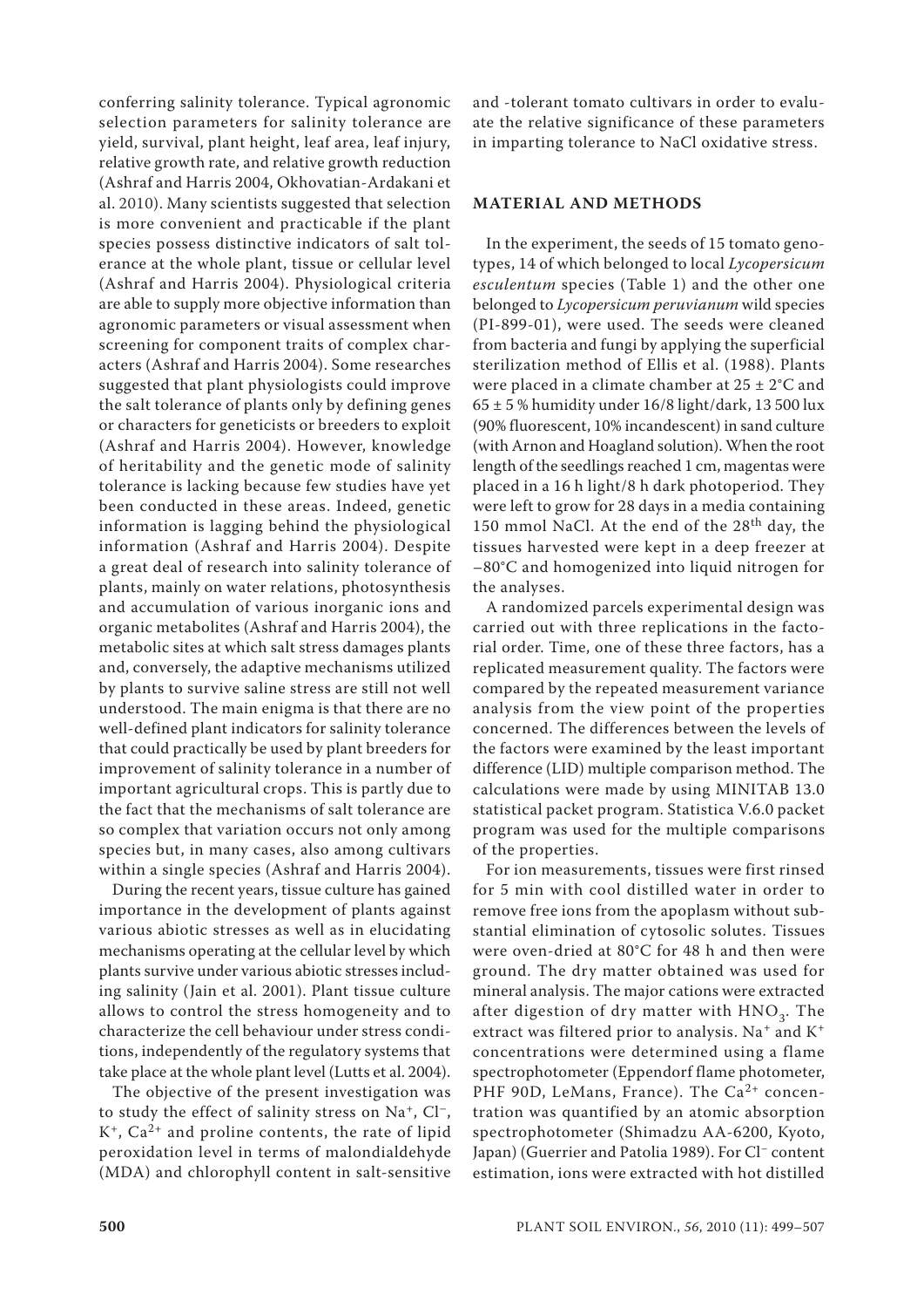conferring salinity tolerance. Typical agronomic selection parameters for salinity tolerance are yield, survival, plant height, leaf area, leaf injury, relative growth rate, and relative growth reduction (Ashraf and Harris 2004, Okhovatian-Ardakani et al. 2010). Many scientists suggested that selection is more convenient and practicable if the plant species possess distinctive indicators of salt tolerance at the whole plant, tissue or cellular level (Ashraf and Harris 2004). Physiological criteria are able to supply more objective information than agronomic parameters or visual assessment when screening for component traits of complex characters (Ashraf and Harris 2004). Some researches suggested that plant physiologists could improve the salt tolerance of plants only by defining genes or characters for geneticists or breeders to exploit (Ashraf and Harris 2004). However, knowledge of heritability and the genetic mode of salinity tolerance is lacking because few studies have yet been conducted in these areas. Indeed, genetic information is lagging behind the physiological information (Ashraf and Harris 2004). Despite a great deal of research into salinity tolerance of plants, mainly on water relations, photosynthesis and accumulation of various inorganic ions and organic metabolites (Ashraf and Harris 2004), the metabolic sites at which salt stress damages plants and, conversely, the adaptive mechanisms utilized by plants to survive saline stress are still not well understood. The main enigma is that there are no well-defined plant indicators for salinity tolerance that could practically be used by plant breeders for improvement of salinity tolerance in a number of important agricultural crops. This is partly due to the fact that the mechanisms of salt tolerance are so complex that variation occurs not only among species but, in many cases, also among cultivars within a single species (Ashraf and Harris 2004).

During the recent years, tissue culture has gained importance in the development of plants against various abiotic stresses as well as in elucidating mechanisms operating at the cellular level by which plants survive under various abiotic stresses including salinity (Jain et al. 2001). Plant tissue culture allows to control the stress homogeneity and to characterize the cell behaviour under stress conditions, independently of the regulatory systems that take place at the whole plant level (Lutts et al. 2004).

The objective of the present investigation was to study the effect of salinity stress on $Na^+$, $Cl^-$, $K^+$, $Ca^{2+}$ and proline contents, the rate of lipid peroxidation level in terms of malondialdehyde (MDA) and chlorophyll content in salt-sensitive and -tolerant tomato cultivars in order to evaluate the relative significance of these parameters in imparting tolerance to NaCl oxidative stress.

## MATERIAL AND METHODS

In the experiment, the seeds of 15 tomato genotypes, 14 of which belonged to local *Lycopersicum esculentum* species (Table 1) and the other one belonged to *Lycopersicum peruvianum* wild species (PI-899-01), were used. The seeds were cleaned from bacteria and fungi by applying the superficial sterilization method of Ellis et al. (1988). Plants were placed in a climate chamber at 25 ± 2°C and 65 ± 5 % humidity under 16/8 light/dark, 13 500 lux (90% fluorescent, 10% incandescent) in sand culture (with Arnon and Hoagland solution). When the root length of the seedlings reached 1 cm, magentas were placed in a 16 h light/8 h dark photoperiod. They were left to grow for 28 days in a media containing 150 mmol NaCl. At the end of the 28$^{th}$ day, the tissues harvested were kept in a deep freezer at –80°C and homogenized into liquid nitrogen for the analyses.

A randomized parcels experimental design was carried out with three replications in the factorial order. Time, one of these three factors, has a replicated measurement quality. The factors were compared by the repeated measurement variance analysis from the view point of the properties concerned. The differences between the levels of the factors were examined by the least important difference (LID) multiple comparison method. The calculations were made by using MINITAB 13.0 statistical packet program. Statistica V.6.0 packet program was used for the multiple comparisons of the properties.

For ion measurements, tissues were first rinsed for 5 min with cool distilled water in order to remove free ions from the apoplasm without substantial elimination of cytosolic solutes. Tissues were oven-dried at 80°C for 48 h and then were ground. The dry matter obtained was used for mineral analysis. The major cations were extracted after digestion of dry matter with $HNO_3$. The extract was filtered prior to analysis. $Na^+$ and $K^+$ concentrations were determined using a flame spectrophotometer (Eppendorf flame photometer, PHF 90D, LeMans, France). The $Ca^{2+}$ concentration was quantified by an atomic absorption spectrophotometer (Shimadzu AA-6200, Kyoto, Japan) (Guerrier and Patolia 1989). For $Cl^-$ content estimation, ions were extracted with hot distilled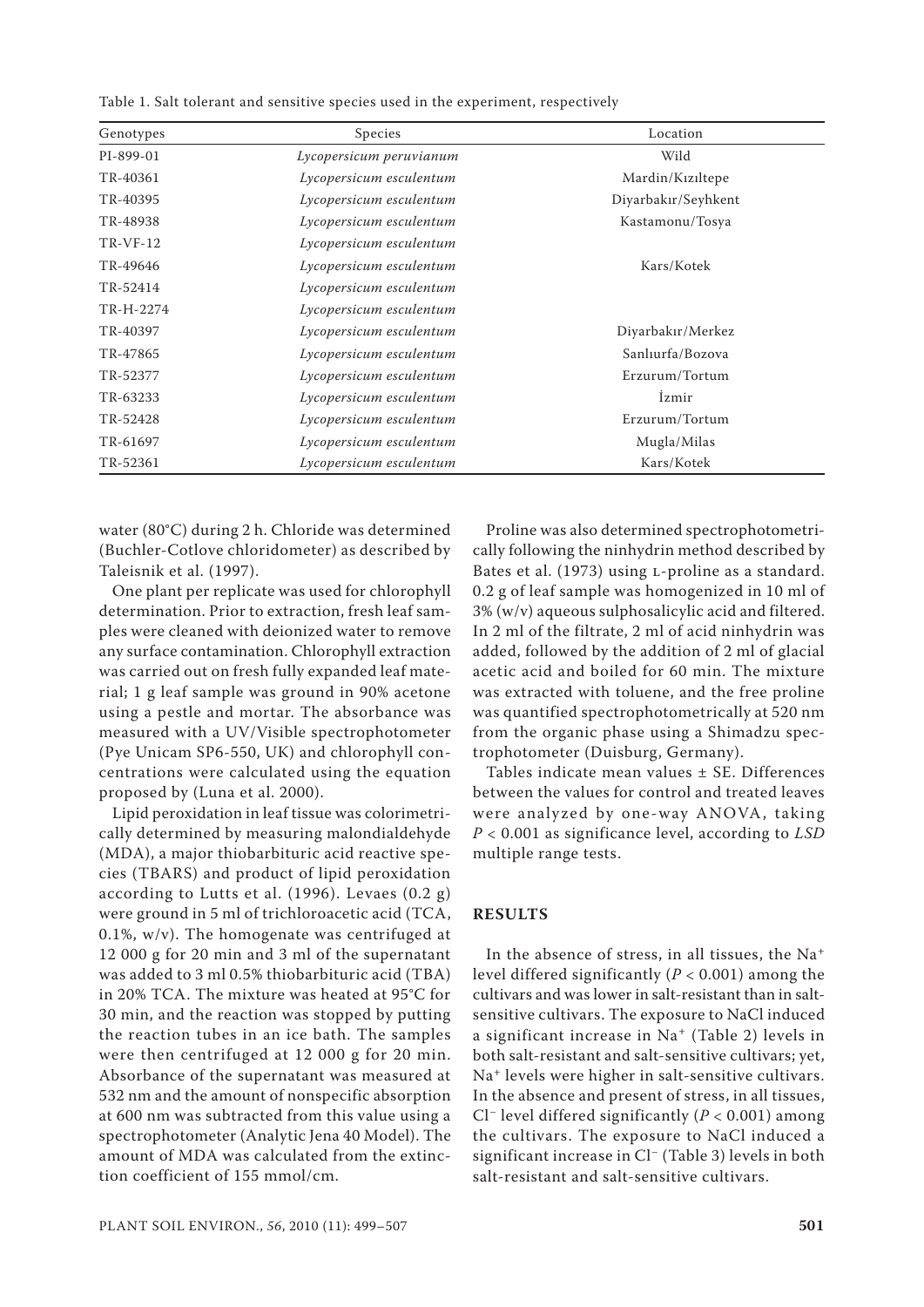Table 1. Salt tolerant and sensitive species used in the experiment, respectively

| Genotypes | Species | Location |
|---|---|---|
| PI-899-01 | *Lycopersicum peruvianum* | Wild |
| TR-40361 | *Lycopersicum esculentum* | Mardin/Kızıltepe |
| TR-40395 | *Lycopersicum esculentum* | Diyarbakır/Seyhkent |
| TR-48938 | *Lycopersicum esculentum* | Kastamonu/Tosya |
| TR-VF-12 | *Lycopersicum esculentum* | |
| TR-49646 | *Lycopersicum esculentum* | Kars/Kotek |
| TR-52414 | *Lycopersicum esculentum* | |
| TR-H-2274 | *Lycopersicum esculentum* | |
| TR-40397 | *Lycopersicum esculentum* | Diyarbakır/Merkez |
| TR-47865 | *Lycopersicum esculentum* | Sanlıurfa/Bozova |
| TR-52377 | *Lycopersicum esculentum* | Erzurum/Tortum |
| TR-63233 | *Lycopersicum esculentum* | İzmir |
| TR-52428 | *Lycopersicum esculentum* | Erzurum/Tortum |
| TR-61697 | *Lycopersicum esculentum* | Mugla/Milas |
| TR-52361 | *Lycopersicum esculentum* | Kars/Kotek |

water (80°C) during 2 h. Chloride was determined (Buchler-Cotlove chloridometer) as described by Taleisnik et al. (1997).

One plant per replicate was used for chlorophyll determination. Prior to extraction, fresh leaf samples were cleaned with deionized water to remove any surface contamination. Chlorophyll extraction was carried out on fresh fully expanded leaf material; 1 g leaf sample was ground in 90% acetone using a pestle and mortar. The absorbance was measured with a UV/Visible spectrophotometer (Pye Unicam SP6-550, UK) and chlorophyll concentrations were calculated using the equation proposed by (Luna et al. 2000).

Lipid peroxidation in leaf tissue was colorimetrically determined by measuring malondialdehyde (MDA), a major thiobarbituric acid reactive species (TBARS) and product of lipid peroxidation according to Lutts et al. (1996). Levaes (0.2 g) were ground in 5 ml of trichloroacetic acid (TCA, 0.1%, w/v). The homogenate was centrifuged at 12 000 g for 20 min and 3 ml of the supernatant was added to 3 ml 0.5% thiobarbituric acid (TBA) in 20% TCA. The mixture was heated at 95°C for 30 min, and the reaction was stopped by putting the reaction tubes in an ice bath. The samples were then centrifuged at 12 000 g for 20 min. Absorbance of the supernatant was measured at 532 nm and the amount of nonspecific absorption at 600 nm was subtracted from this value using a spectrophotometer (Analytic Jena 40 Model). The amount of MDA was calculated from the extinction coefficient of 155 mmol/cm.

Proline was also determined spectrophotometrically following the ninhydrin method described by Bates et al. (1973) using L-proline as a standard. 0.2 g of leaf sample was homogenized in 10 ml of 3% (w/v) aqueous sulphosalicylic acid and filtered. In 2 ml of the filtrate, 2 ml of acid ninhydrin was added, followed by the addition of 2 ml of glacial acetic acid and boiled for 60 min. The mixture was extracted with toluene, and the free proline was quantified spectrophotometrically at 520 nm from the organic phase using a Shimadzu spectrophotometer (Duisburg, Germany).

Tables indicate mean values ± SE. Differences between the values for control and treated leaves were analyzed by one-way ANOVA, taking $P < 0.001$ as significance level, according to *LSD* multiple range tests.

## RESULTS

In the absence of stress, in all tissues, the $Na^+$ level differed significantly ($P < 0.001$) among the cultivars and was lower in salt-resistant than in salt-sensitive cultivars. The exposure to NaCl induced a significant increase in $Na^+$ (Table 2) levels in both salt-resistant and salt-sensitive cultivars; yet, $Na^+$ levels were higher in salt-sensitive cultivars. In the absence and present of stress, in all tissues, $Cl^-$ level differed significantly ($P < 0.001$) among the cultivars. The exposure to NaCl induced a significant increase in $Cl^-$ (Table 3) levels in both salt-resistant and salt-sensitive cultivars.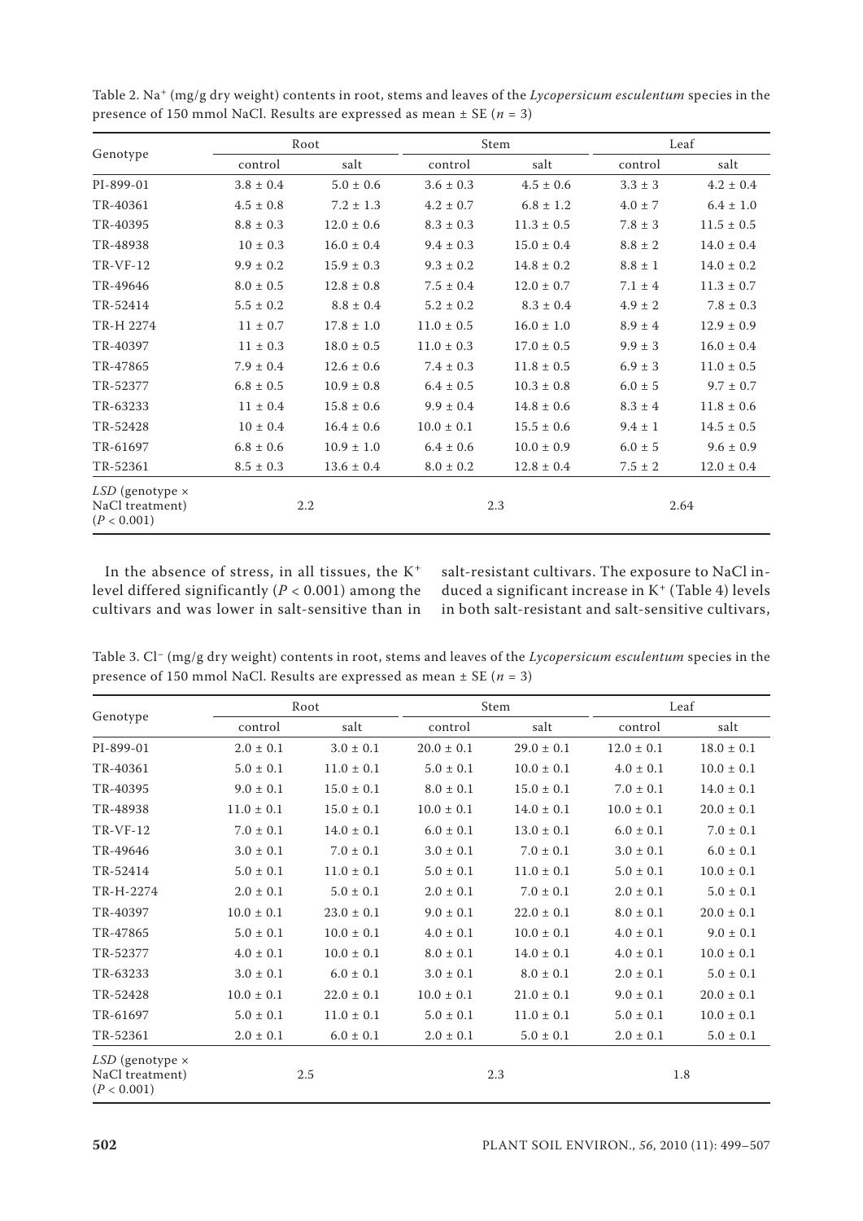Table 2. $Na^+$ (mg/g dry weight) contents in root, stems and leaves of the *Lycopersicum esculentum* species in the presence of 150 mmol NaCl. Results are expressed as mean ± SE ($n = 3$)

| Genotype | Root | | Stem | | Leaf | |
|---|---|---|---|---|---|---|
| | control | salt | control | salt | control | salt |
| PI-899-01 | 3.8 ± 0.4 | 5.0 ± 0.6 | 3.6 ± 0.3 | 4.5 ± 0.6 | 3.3 ± 3 | 4.2 ± 0.4 |
| TR-40361 | 4.5 ± 0.8 | 7.2 ± 1.3 | 4.2 ± 0.7 | 6.8 ± 1.2 | 4.0 ± 7 | 6.4 ± 1.0 |
| TR-40395 | 8.8 ± 0.3 | 12.0 ± 0.6 | 8.3 ± 0.3 | 11.3 ± 0.5 | 7.8 ± 3 | 11.5 ± 0.5 |
| TR-48938 | 10 ± 0.3 | 16.0 ± 0.4 | 9.4 ± 0.3 | 15.0 ± 0.4 | 8.8 ± 2 | 14.0 ± 0.4 |
| TR-VF-12 | 9.9 ± 0.2 | 15.9 ± 0.3 | 9.3 ± 0.2 | 14.8 ± 0.2 | 8.8 ± 1 | 14.0 ± 0.2 |
| TR-49646 | 8.0 ± 0.5 | 12.8 ± 0.8 | 7.5 ± 0.4 | 12.0 ± 0.7 | 7.1 ± 4 | 11.3 ± 0.7 |
| TR-52414 | 5.5 ± 0.2 | 8.8 ± 0.4 | 5.2 ± 0.2 | 8.3 ± 0.4 | 4.9 ± 2 | 7.8 ± 0.3 |
| TR-H 2274 | 11 ± 0.7 | 17.8 ± 1.0 | 11.0 ± 0.5 | 16.0 ± 1.0 | 8.9 ± 4 | 12.9 ± 0.9 |
| TR-40397 | 11 ± 0.3 | 18.0 ± 0.5 | 11.0 ± 0.3 | 17.0 ± 0.5 | 9.9 ± 3 | 16.0 ± 0.4 |
| TR-47865 | 7.9 ± 0.4 | 12.6 ± 0.6 | 7.4 ± 0.3 | 11.8 ± 0.5 | 6.9 ± 3 | 11.0 ± 0.5 |
| TR-52377 | 6.8 ± 0.5 | 10.9 ± 0.8 | 6.4 ± 0.5 | 10.3 ± 0.8 | 6.0 ± 5 | 9.7 ± 0.7 |
| TR-63233 | 11 ± 0.4 | 15.8 ± 0.6 | 9.9 ± 0.4 | 14.8 ± 0.6 | 8.3 ± 4 | 11.8 ± 0.6 |
| TR-52428 | 10 ± 0.4 | 16.4 ± 0.6 | 10.0 ± 0.1 | 15.5 ± 0.6 | 9.4 ± 1 | 14.5 ± 0.5 |
| TR-61697 | 6.8 ± 0.6 | 10.9 ± 1.0 | 6.4 ± 0.6 | 10.0 ± 0.9 | 6.0 ± 5 | 9.6 ± 0.9 |
| TR-52361 | 8.5 ± 0.3 | 13.6 ± 0.4 | 8.0 ± 0.2 | 12.8 ± 0.4 | 7.5 ± 2 | 12.0 ± 0.4 |
| *LSD* (genotype × NaCl treatment) ($P < 0.001$) | 2.2 | | 2.3 | | 2.64 | |

In the absence of stress, in all tissues, the $K^+$ level differed significantly ($P < 0.001$) among the cultivars and was lower in salt-sensitive than in salt-resistant cultivars. The exposure to NaCl induced a significant increase in $K^+$ (Table 4) levels in both salt-resistant and salt-sensitive cultivars,

Table 3. $Cl^-$ (mg/g dry weight) contents in root, stems and leaves of the *Lycopersicum esculentum* species in the presence of 150 mmol NaCl. Results are expressed as mean ± SE ($n = 3$)

| Genotype | Root | | Stem | | Leaf | |
|---|---|---|---|---|---|---|
| | control | salt | control | salt | control | salt |
| PI-899-01 | 2.0 ± 0.1 | 3.0 ± 0.1 | 20.0 ± 0.1 | 29.0 ± 0.1 | 12.0 ± 0.1 | 18.0 ± 0.1 |
| TR-40361 | 5.0 ± 0.1 | 11.0 ± 0.1 | 5.0 ± 0.1 | 10.0 ± 0.1 | 4.0 ± 0.1 | 10.0 ± 0.1 |
| TR-40395 | 9.0 ± 0.1 | 15.0 ± 0.1 | 8.0 ± 0.1 | 15.0 ± 0.1 | 7.0 ± 0.1 | 14.0 ± 0.1 |
| TR-48938 | 11.0 ± 0.1 | 15.0 ± 0.1 | 10.0 ± 0.1 | 14.0 ± 0.1 | 10.0 ± 0.1 | 20.0 ± 0.1 |
| TR-VF-12 | 7.0 ± 0.1 | 14.0 ± 0.1 | 6.0 ± 0.1 | 13.0 ± 0.1 | 6.0 ± 0.1 | 7.0 ± 0.1 |
| TR-49646 | 3.0 ± 0.1 | 7.0 ± 0.1 | 3.0 ± 0.1 | 7.0 ± 0.1 | 3.0 ± 0.1 | 6.0 ± 0.1 |
| TR-52414 | 5.0 ± 0.1 | 11.0 ± 0.1 | 5.0 ± 0.1 | 11.0 ± 0.1 | 5.0 ± 0.1 | 10.0 ± 0.1 |
| TR-H-2274 | 2.0 ± 0.1 | 5.0 ± 0.1 | 2.0 ± 0.1 | 7.0 ± 0.1 | 2.0 ± 0.1 | 5.0 ± 0.1 |
| TR-40397 | 10.0 ± 0.1 | 23.0 ± 0.1 | 9.0 ± 0.1 | 22.0 ± 0.1 | 8.0 ± 0.1 | 20.0 ± 0.1 |
| TR-47865 | 5.0 ± 0.1 | 10.0 ± 0.1 | 4.0 ± 0.1 | 10.0 ± 0.1 | 4.0 ± 0.1 | 9.0 ± 0.1 |
| TR-52377 | 4.0 ± 0.1 | 10.0 ± 0.1 | 8.0 ± 0.1 | 14.0 ± 0.1 | 4.0 ± 0.1 | 10.0 ± 0.1 |
| TR-63233 | 3.0 ± 0.1 | 6.0 ± 0.1 | 3.0 ± 0.1 | 8.0 ± 0.1 | 2.0 ± 0.1 | 5.0 ± 0.1 |
| TR-52428 | 10.0 ± 0.1 | 22.0 ± 0.1 | 10.0 ± 0.1 | 21.0 ± 0.1 | 9.0 ± 0.1 | 20.0 ± 0.1 |
| TR-61697 | 5.0 ± 0.1 | 11.0 ± 0.1 | 5.0 ± 0.1 | 11.0 ± 0.1 | 5.0 ± 0.1 | 10.0 ± 0.1 |
| TR-52361 | 2.0 ± 0.1 | 6.0 ± 0.1 | 2.0 ± 0.1 | 5.0 ± 0.1 | 2.0 ± 0.1 | 5.0 ± 0.1 |
| *LSD* (genotype × NaCl treatment) ($P < 0.001$) | 2.5 | | 2.3 | | 1.8 | |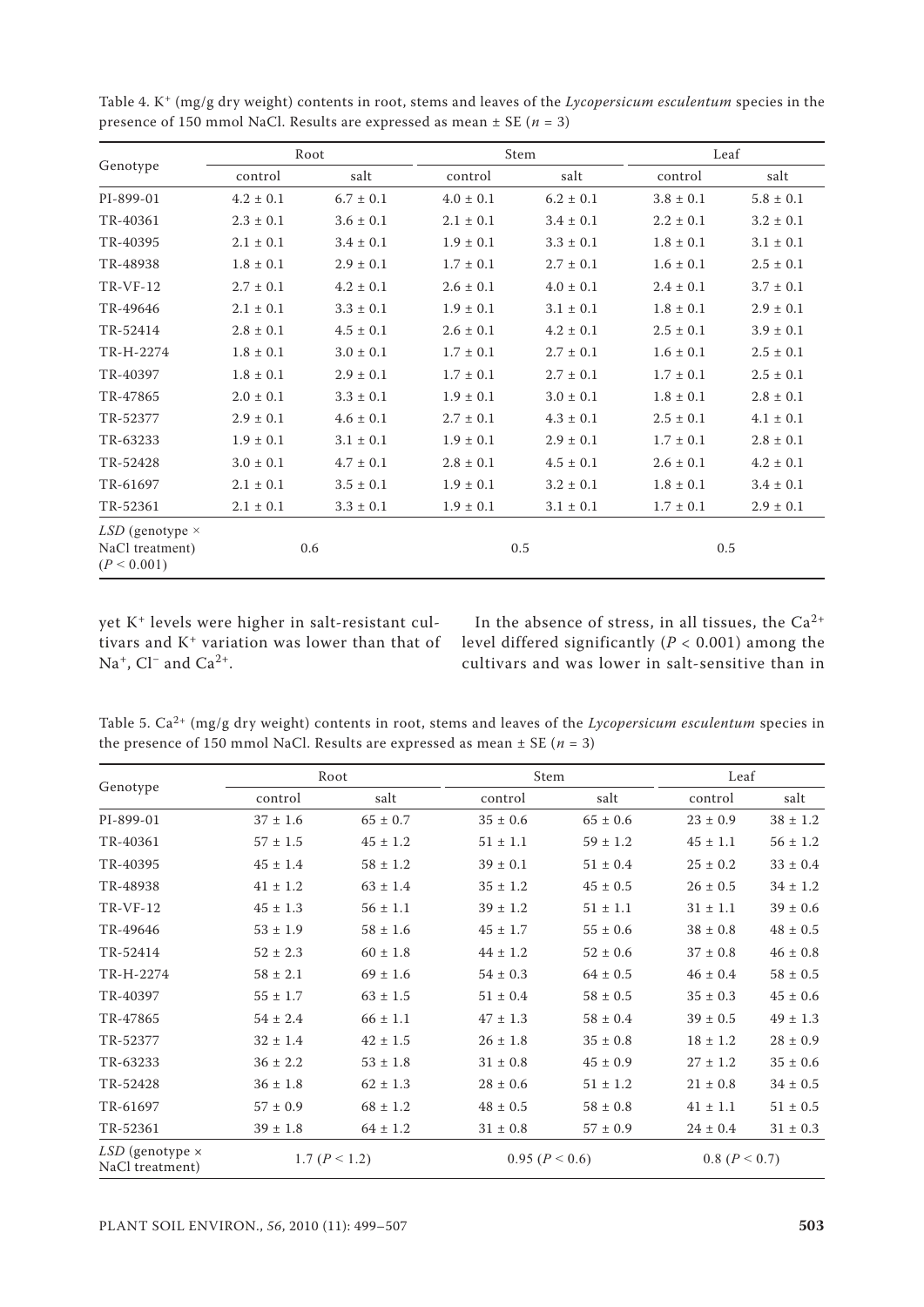Table 4. $K^+$ (mg/g dry weight) contents in root, stems and leaves of the *Lycopersicum esculentum* species in the presence of 150 mmol NaCl. Results are expressed as mean ± SE ($n = 3$)

| Genotype | Root | | Stem | | Leaf | |
|---|---|---|---|---|---|---|
| | control | salt | control | salt | control | salt |
| PI-899-01 | 4.2 ± 0.1 | 6.7 ± 0.1 | 4.0 ± 0.1 | 6.2 ± 0.1 | 3.8 ± 0.1 | 5.8 ± 0.1 |
| TR-40361 | 2.3 ± 0.1 | 3.6 ± 0.1 | 2.1 ± 0.1 | 3.4 ± 0.1 | 2.2 ± 0.1 | 3.2 ± 0.1 |
| TR-40395 | 2.1 ± 0.1 | 3.4 ± 0.1 | 1.9 ± 0.1 | 3.3 ± 0.1 | 1.8 ± 0.1 | 3.1 ± 0.1 |
| TR-48938 | 1.8 ± 0.1 | 2.9 ± 0.1 | 1.7 ± 0.1 | 2.7 ± 0.1 | 1.6 ± 0.1 | 2.5 ± 0.1 |
| TR-VF-12 | 2.7 ± 0.1 | 4.2 ± 0.1 | 2.6 ± 0.1 | 4.0 ± 0.1 | 2.4 ± 0.1 | 3.7 ± 0.1 |
| TR-49646 | 2.1 ± 0.1 | 3.3 ± 0.1 | 1.9 ± 0.1 | 3.1 ± 0.1 | 1.8 ± 0.1 | 2.9 ± 0.1 |
| TR-52414 | 2.8 ± 0.1 | 4.5 ± 0.1 | 2.6 ± 0.1 | 4.2 ± 0.1 | 2.5 ± 0.1 | 3.9 ± 0.1 |
| TR-H-2274 | 1.8 ± 0.1 | 3.0 ± 0.1 | 1.7 ± 0.1 | 2.7 ± 0.1 | 1.6 ± 0.1 | 2.5 ± 0.1 |
| TR-40397 | 1.8 ± 0.1 | 2.9 ± 0.1 | 1.7 ± 0.1 | 2.7 ± 0.1 | 1.7 ± 0.1 | 2.5 ± 0.1 |
| TR-47865 | 2.0 ± 0.1 | 3.3 ± 0.1 | 1.9 ± 0.1 | 3.0 ± 0.1 | 1.8 ± 0.1 | 2.8 ± 0.1 |
| TR-52377 | 2.9 ± 0.1 | 4.6 ± 0.1 | 2.7 ± 0.1 | 4.3 ± 0.1 | 2.5 ± 0.1 | 4.1 ± 0.1 |
| TR-63233 | 1.9 ± 0.1 | 3.1 ± 0.1 | 1.9 ± 0.1 | 2.9 ± 0.1 | 1.7 ± 0.1 | 2.8 ± 0.1 |
| TR-52428 | 3.0 ± 0.1 | 4.7 ± 0.1 | 2.8 ± 0.1 | 4.5 ± 0.1 | 2.6 ± 0.1 | 4.2 ± 0.1 |
| TR-61697 | 2.1 ± 0.1 | 3.5 ± 0.1 | 1.9 ± 0.1 | 3.2 ± 0.1 | 1.8 ± 0.1 | 3.4 ± 0.1 |
| TR-52361 | 2.1 ± 0.1 | 3.3 ± 0.1 | 1.9 ± 0.1 | 3.1 ± 0.1 | 1.7 ± 0.1 | 2.9 ± 0.1 |
| *LSD* (genotype × NaCl treatment) ($P < 0.001$) | 0.6 | | 0.5 | | 0.5 | |

yet $K^+$ levels were higher in salt-resistant cultivars and $K^+$ variation was lower than that of $Na^+$, $Cl^-$ and $Ca^{2+}$.

In the absence of stress, in all tissues, the $Ca^{2+}$ level differed significantly ($P < 0.001$) among the cultivars and was lower in salt-sensitive than in

Table 5. $Ca^{2+}$ (mg/g dry weight) contents in root, stems and leaves of the *Lycopersicum esculentum* species in the presence of 150 mmol NaCl. Results are expressed as mean ± SE ($n = 3$)

| Genotype | Root | | Stem | | Leaf | |
|---|---|---|---|---|---|---|
| | control | salt | control | salt | control | salt |
| PI-899-01 | 37 ± 1.6 | 65 ± 0.7 | 35 ± 0.6 | 65 ± 0.6 | 23 ± 0.9 | 38 ± 1.2 |
| TR-40361 | 57 ± 1.5 | 45 ± 1.2 | 51 ± 1.1 | 59 ± 1.2 | 45 ± 1.1 | 56 ± 1.2 |
| TR-40395 | 45 ± 1.4 | 58 ± 1.2 | 39 ± 0.1 | 51 ± 0.4 | 25 ± 0.2 | 33 ± 0.4 |
| TR-48938 | 41 ± 1.2 | 63 ± 1.4 | 35 ± 1.2 | 45 ± 0.5 | 26 ± 0.5 | 34 ± 1.2 |
| TR-VF-12 | 45 ± 1.3 | 56 ± 1.1 | 39 ± 1.2 | 51 ± 1.1 | 31 ± 1.1 | 39 ± 0.6 |
| TR-49646 | 53 ± 1.9 | 58 ± 1.6 | 45 ± 1.7 | 55 ± 0.6 | 38 ± 0.8 | 48 ± 0.5 |
| TR-52414 | 52 ± 2.3 | 60 ± 1.8 | 44 ± 1.2 | 52 ± 0.6 | 37 ± 0.8 | 46 ± 0.8 |
| TR-H-2274 | 58 ± 2.1 | 69 ± 1.6 | 54 ± 0.3 | 64 ± 0.5 | 46 ± 0.4 | 58 ± 0.5 |
| TR-40397 | 55 ± 1.7 | 63 ± 1.5 | 51 ± 0.4 | 58 ± 0.5 | 35 ± 0.3 | 45 ± 0.6 |
| TR-47865 | 54 ± 2.4 | 66 ± 1.1 | 47 ± 1.3 | 58 ± 0.4 | 39 ± 0.5 | 49 ± 1.3 |
| TR-52377 | 32 ± 1.4 | 42 ± 1.5 | 26 ± 1.8 | 35 ± 0.8 | 18 ± 1.2 | 28 ± 0.9 |
| TR-63233 | 36 ± 2.2 | 53 ± 1.8 | 31 ± 0.8 | 45 ± 0.9 | 27 ± 1.2 | 35 ± 0.6 |
| TR-52428 | 36 ± 1.8 | 62 ± 1.3 | 28 ± 0.6 | 51 ± 1.2 | 21 ± 0.8 | 34 ± 0.5 |
| TR-61697 | 57 ± 0.9 | 68 ± 1.2 | 48 ± 0.5 | 58 ± 0.8 | 41 ± 1.1 | 51 ± 0.5 |
| TR-52361 | 39 ± 1.8 | 64 ± 1.2 | 31 ± 0.8 | 57 ± 0.9 | 24 ± 0.4 | 31 ± 0.3 |
| *LSD* (genotype × NaCl treatment) | 1.7 ($P < 1.2$) | | 0.95 ($P < 0.6$) | | 0.8 ($P < 0.7$) | |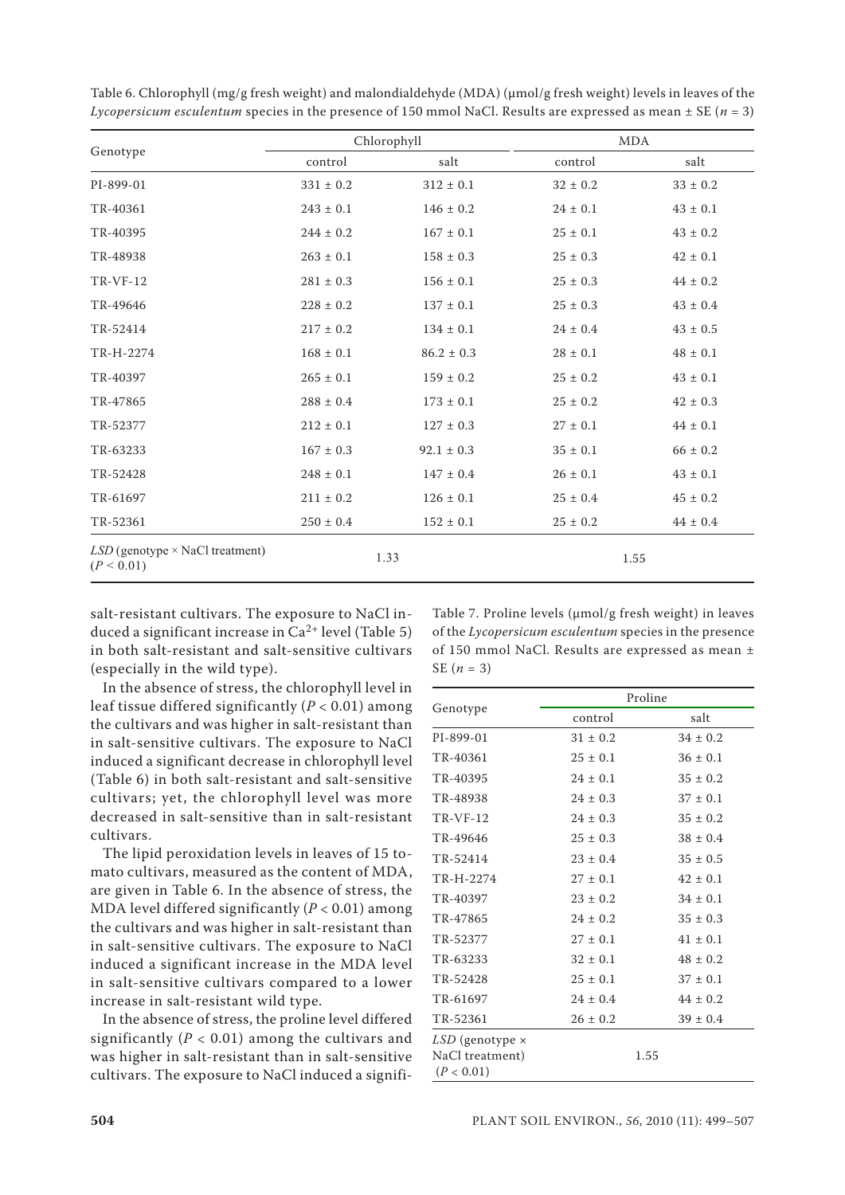Table 6. Chlorophyll (mg/g fresh weight) and malondialdehyde (MDA) (µmol/g fresh weight) levels in leaves of the *Lycopersicum esculentum* species in the presence of 150 mmol NaCl. Results are expressed as mean ± SE ($n = 3$)

| Genotype | Chlorophyll | | MDA | |
|---|---|---|---|---|
| | control | salt | control | salt |
| PI-899-01 | 331 ± 0.2 | 312 ± 0.1 | 32 ± 0.2 | 33 ± 0.2 |
| TR-40361 | 243 ± 0.1 | 146 ± 0.2 | 24 ± 0.1 | 43 ± 0.1 |
| TR-40395 | 244 ± 0.2 | 167 ± 0.1 | 25 ± 0.1 | 43 ± 0.2 |
| TR-48938 | 263 ± 0.1 | 158 ± 0.3 | 25 ± 0.3 | 42 ± 0.1 |
| TR-VF-12 | 281 ± 0.3 | 156 ± 0.1 | 25 ± 0.3 | 44 ± 0.2 |
| TR-49646 | 228 ± 0.2 | 137 ± 0.1 | 25 ± 0.3 | 43 ± 0.4 |
| TR-52414 | 217 ± 0.2 | 134 ± 0.1 | 24 ± 0.4 | 43 ± 0.5 |
| TR-H-2274 | 168 ± 0.1 | 86.2 ± 0.3 | 28 ± 0.1 | 48 ± 0.1 |
| TR-40397 | 265 ± 0.1 | 159 ± 0.2 | 25 ± 0.2 | 43 ± 0.1 |
| TR-47865 | 288 ± 0.4 | 173 ± 0.1 | 25 ± 0.2 | 42 ± 0.3 |
| TR-52377 | 212 ± 0.1 | 127 ± 0.3 | 27 ± 0.1 | 44 ± 0.1 |
| TR-63233 | 167 ± 0.3 | 92.1 ± 0.3 | 35 ± 0.1 | 66 ± 0.2 |
| TR-52428 | 248 ± 0.1 | 147 ± 0.4 | 26 ± 0.1 | 43 ± 0.1 |
| TR-61697 | 211 ± 0.2 | 126 ± 0.1 | 25 ± 0.4 | 45 ± 0.2 |
| TR-52361 | 250 ± 0.4 | 152 ± 0.1 | 25 ± 0.2 | 44 ± 0.4 |
| *LSD* (genotype × NaCl treatment) ($P < 0.01$) | 1.33 | | 1.55 | |

salt-resistant cultivars. The exposure to NaCl induced a significant increase in $Ca^{2+}$ level (Table 5) in both salt-resistant and salt-sensitive cultivars (especially in the wild type).

In the absence of stress, the chlorophyll level in leaf tissue differed significantly ($P < 0.01$) among the cultivars and was higher in salt-resistant than in salt-sensitive cultivars. The exposure to NaCl induced a significant decrease in chlorophyll level (Table 6) in both salt-resistant and salt-sensitive cultivars; yet, the chlorophyll level was more decreased in salt-sensitive than in salt-resistant cultivars.

The lipid peroxidation levels in leaves of 15 tomato cultivars, measured as the content of MDA, are given in Table 6. In the absence of stress, the MDA level differed significantly ($P < 0.01$) among the cultivars and was higher in salt-resistant than in salt-sensitive cultivars. The exposure to NaCl induced a significant increase in the MDA level in salt-sensitive cultivars compared to a lower increase in salt-resistant wild type.

In the absence of stress, the proline level differed significantly ($P < 0.01$) among the cultivars and was higher in salt-resistant than in salt-sensitive cultivars. The exposure to NaCl induced a signifi-

Table 7. Proline levels (µmol/g fresh weight) in leaves of the *Lycopersicum esculentum* species in the presence of 150 mmol NaCl. Results are expressed as mean ± SE ($n = 3$)

| Genotype | Proline | |
|---|---|---|
| | control | salt |
| PI-899-01 | 31 ± 0.2 | 34 ± 0.2 |
| TR-40361 | 25 ± 0.1 | 36 ± 0.1 |
| TR-40395 | 24 ± 0.1 | 35 ± 0.2 |
| TR-48938 | 24 ± 0.3 | 37 ± 0.1 |
| TR-VF-12 | 24 ± 0.3 | 35 ± 0.2 |
| TR-49646 | 25 ± 0.3 | 38 ± 0.4 |
| TR-52414 | 23 ± 0.4 | 35 ± 0.5 |
| TR-H-2274 | 27 ± 0.1 | 42 ± 0.1 |
| TR-40397 | 23 ± 0.2 | 34 ± 0.1 |
| TR-47865 | 24 ± 0.2 | 35 ± 0.3 |
| TR-52377 | 27 ± 0.1 | 41 ± 0.1 |
| TR-63233 | 32 ± 0.1 | 48 ± 0.2 |
| TR-52428 | 25 ± 0.1 | 37 ± 0.1 |
| TR-61697 | 24 ± 0.4 | 44 ± 0.2 |
| TR-52361 | 26 ± 0.2 | 39 ± 0.4 |
| *LSD* (genotype × NaCl treatment) ($P < 0.01$) | 1.55 | |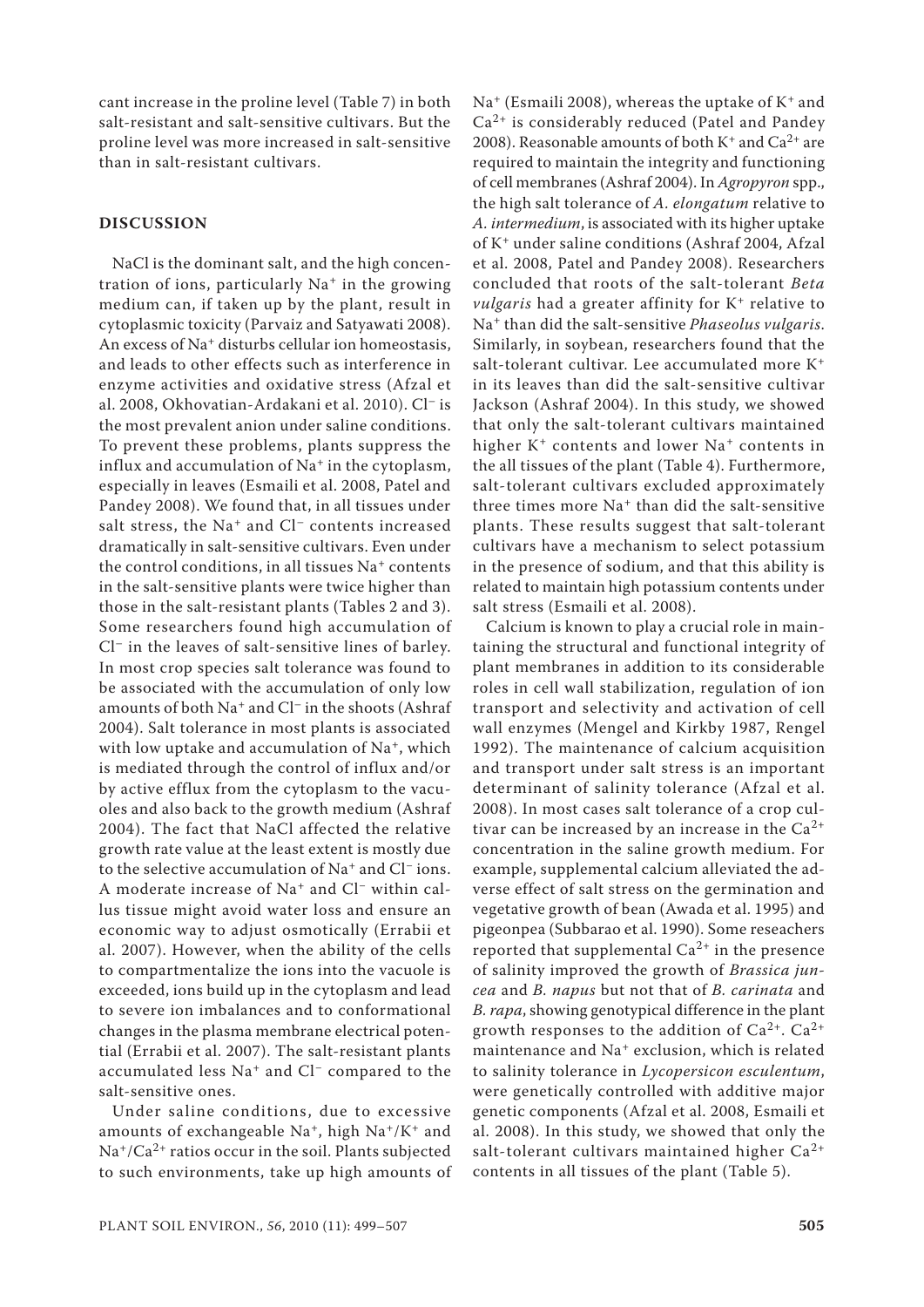cant increase in the proline level (Table 7) in both salt-resistant and salt-sensitive cultivars. But the proline level was more increased in salt-sensitive than in salt-resistant cultivars.

## DISCUSSION

NaCl is the dominant salt, and the high concentration of ions, particularly $Na^+$ in the growing medium can, if taken up by the plant, result in cytoplasmic toxicity (Parvaiz and Satyawati 2008). An excess of $Na^+$ disturbs cellular ion homeostasis, and leads to other effects such as interference in enzyme activities and oxidative stress (Afzal et al. 2008, Okhovatian-Ardakani et al. 2010). $Cl^-$ is the most prevalent anion under saline conditions. To prevent these problems, plants suppress the influx and accumulation of $Na^+$ in the cytoplasm, especially in leaves (Esmaili et al. 2008, Patel and Pandey 2008). We found that, in all tissues under salt stress, the $Na^+$ and $Cl^-$ contents increased dramatically in salt-sensitive cultivars. Even under the control conditions, in all tissues $Na^+$ contents in the salt-sensitive plants were twice higher than those in the salt-resistant plants (Tables 2 and 3). Some researchers found high accumulation of $Cl^-$ in the leaves of salt-sensitive lines of barley. In most crop species salt tolerance was found to be associated with the accumulation of only low amounts of both $Na^+$ and $Cl^-$ in the shoots (Ashraf 2004). Salt tolerance in most plants is associated with low uptake and accumulation of $Na^+$, which is mediated through the control of influx and/or by active efflux from the cytoplasm to the vacuoles and also back to the growth medium (Ashraf 2004). The fact that NaCl affected the relative growth rate value at the least extent is mostly due to the selective accumulation of $Na^+$ and $Cl^-$ ions. A moderate increase of $Na^+$ and $Cl^-$ within callus tissue might avoid water loss and ensure an economic way to adjust osmotically (Errabii et al. 2007). However, when the ability of the cells to compartmentalize the ions into the vacuole is exceeded, ions build up in the cytoplasm and lead to severe ion imbalances and to conformational changes in the plasma membrane electrical potential (Errabii et al. 2007). The salt-resistant plants accumulated less $Na^+$ and $Cl^-$ compared to the salt-sensitive ones.

Under saline conditions, due to excessive amounts of exchangeable $Na^+$, high $Na^+/K^+$ and $Na^+/Ca^{2+}$ ratios occur in the soil. Plants subjected to such environments, take up high amounts of $Na^+$ (Esmaili 2008), whereas the uptake of $K^+$ and $Ca^{2+}$ is considerably reduced (Patel and Pandey 2008). Reasonable amounts of both $K^+$ and $Ca^{2+}$ are required to maintain the integrity and functioning of cell membranes (Ashraf 2004). In *Agropyron* spp., the high salt tolerance of *A. elongatum* relative to *A. intermedium*, is associated with its higher uptake of $K^+$ under saline conditions (Ashraf 2004, Afzal et al. 2008, Patel and Pandey 2008). Researchers concluded that roots of the salt-tolerant *Beta vulgaris* had a greater affinity for $K^+$ relative to $Na^+$ than did the salt-sensitive *Phaseolus vulgaris*. Similarly, in soybean, researchers found that the salt-tolerant cultivar. Lee accumulated more $K^+$ in its leaves than did the salt-sensitive cultivar Jackson (Ashraf 2004). In this study, we showed that only the salt-tolerant cultivars maintained higher $K^+$ contents and lower $Na^+$ contents in the all tissues of the plant (Table 4). Furthermore, salt-tolerant cultivars excluded approximately three times more $Na^+$ than did the salt-sensitive plants. These results suggest that salt-tolerant cultivars have a mechanism to select potassium in the presence of sodium, and that this ability is related to maintain high potassium contents under salt stress (Esmaili et al. 2008).

Calcium is known to play a crucial role in maintaining the structural and functional integrity of plant membranes in addition to its considerable roles in cell wall stabilization, regulation of ion transport and selectivity and activation of cell wall enzymes (Mengel and Kirkby 1987, Rengel 1992). The maintenance of calcium acquisition and transport under salt stress is an important determinant of salinity tolerance (Afzal et al. 2008). In most cases salt tolerance of a crop cultivar can be increased by an increase in the $Ca^{2+}$ concentration in the saline growth medium. For example, supplemental calcium alleviated the adverse effect of salt stress on the germination and vegetative growth of bean (Awada et al. 1995) and pigeonpea (Subbarao et al. 1990). Some reseachers reported that supplemental $Ca^{2+}$ in the presence of salinity improved the growth of *Brassica juncea* and *B. napus* but not that of *B. carinata* and *B. rapa*, showing genotypical difference in the plant growth responses to the addition of $Ca^{2+}$. $Ca^{2+}$ maintenance and $Na^+$ exclusion, which is related to salinity tolerance in *Lycopersicon esculentum*, were genetically controlled with additive major genetic components (Afzal et al. 2008, Esmaili et al. 2008). In this study, we showed that only the salt-tolerant cultivars maintained higher $Ca^{2+}$ contents in all tissues of the plant (Table 5).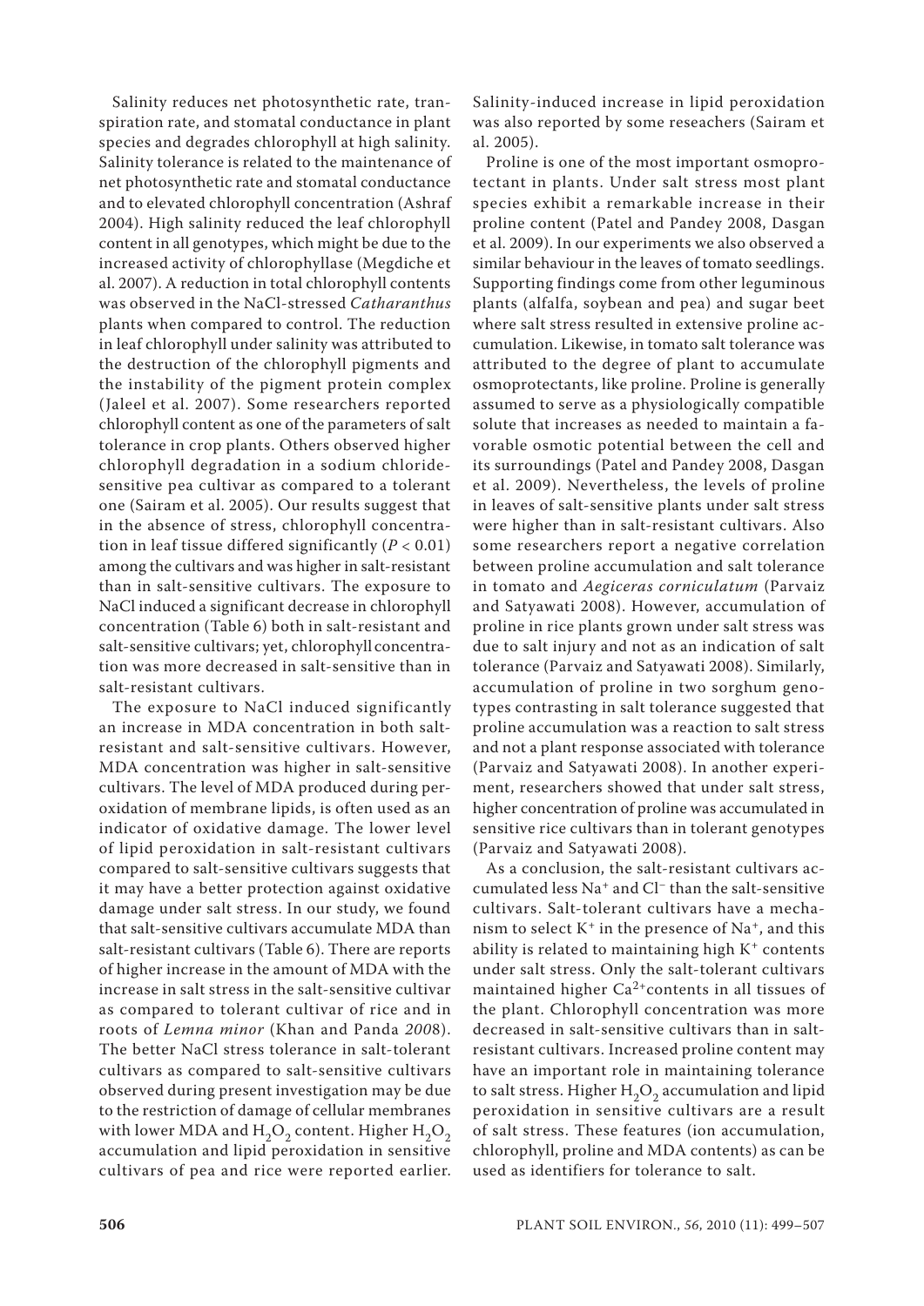Salinity reduces net photosynthetic rate, transpiration rate, and stomatal conductance in plant species and degrades chlorophyll at high salinity. Salinity tolerance is related to the maintenance of net photosynthetic rate and stomatal conductance and to elevated chlorophyll concentration (Ashraf 2004). High salinity reduced the leaf chlorophyll content in all genotypes, which might be due to the increased activity of chlorophyllase (Megdiche et al. 2007). A reduction in total chlorophyll contents was observed in the NaCl-stressed *Catharanthus* plants when compared to control. The reduction in leaf chlorophyll under salinity was attributed to the destruction of the chlorophyll pigments and the instability of the pigment protein complex (Jaleel et al. 2007). Some researchers reported chlorophyll content as one of the parameters of salt tolerance in crop plants. Others observed higher chlorophyll degradation in a sodium chloride-sensitive pea cultivar as compared to a tolerant one (Sairam et al. 2005). Our results suggest that in the absence of stress, chlorophyll concentration in leaf tissue differed significantly ($P < 0.01$) among the cultivars and was higher in salt-resistant than in salt-sensitive cultivars. The exposure to NaCl induced a significant decrease in chlorophyll concentration (Table 6) both in salt-resistant and salt-sensitive cultivars; yet, chlorophyll concentration was more decreased in salt-sensitive than in salt-resistant cultivars.

The exposure to NaCl induced significantly an increase in MDA concentration in both salt-resistant and salt-sensitive cultivars. However, MDA concentration was higher in salt-sensitive cultivars. The level of MDA produced during peroxidation of membrane lipids, is often used as an indicator of oxidative damage. The lower level of lipid peroxidation in salt-resistant cultivars compared to salt-sensitive cultivars suggests that it may have a better protection against oxidative damage under salt stress. In our study, we found that salt-sensitive cultivars accumulate MDA than salt-resistant cultivars (Table 6). There are reports of higher increase in the amount of MDA with the increase in salt stress in the salt-sensitive cultivar as compared to tolerant cultivar of rice and in roots of *Lemna minor* (Khan and Panda 2008). The better NaCl stress tolerance in salt-tolerant cultivars as compared to salt-sensitive cultivars observed during present investigation may be due to the restriction of damage of cellular membranes with lower MDA and $H_2O_2$ content. Higher $H_2O_2$ accumulation and lipid peroxidation in sensitive cultivars of pea and rice were reported earlier. Salinity-induced increase in lipid peroxidation was also reported by some reseachers (Sairam et al. 2005).

Proline is one of the most important osmoprotectant in plants. Under salt stress most plant species exhibit a remarkable increase in their proline content (Patel and Pandey 2008, Dasgan et al. 2009). In our experiments we also observed a similar behaviour in the leaves of tomato seedlings. Supporting findings come from other leguminous plants (alfalfa, soybean and pea) and sugar beet where salt stress resulted in extensive proline accumulation. Likewise, in tomato salt tolerance was attributed to the degree of plant to accumulate osmoprotectants, like proline. Proline is generally assumed to serve as a physiologically compatible solute that increases as needed to maintain a favorable osmotic potential between the cell and its surroundings (Patel and Pandey 2008, Dasgan et al. 2009). Nevertheless, the levels of proline in leaves of salt-sensitive plants under salt stress were higher than in salt-resistant cultivars. Also some researchers report a negative correlation between proline accumulation and salt tolerance in tomato and *Aegiceras corniculatum* (Parvaiz and Satyawati 2008). However, accumulation of proline in rice plants grown under salt stress was due to salt injury and not as an indication of salt tolerance (Parvaiz and Satyawati 2008). Similarly, accumulation of proline in two sorghum genotypes contrasting in salt tolerance suggested that proline accumulation was a reaction to salt stress and not a plant response associated with tolerance (Parvaiz and Satyawati 2008). In another experiment, researchers showed that under salt stress, higher concentration of proline was accumulated in sensitive rice cultivars than in tolerant genotypes (Parvaiz and Satyawati 2008).

As a conclusion, the salt-resistant cultivars accumulated less $Na^+$ and $Cl^-$ than the salt-sensitive cultivars. Salt-tolerant cultivars have a mechanism to select $K^+$ in the presence of $Na^+$, and this ability is related to maintaining high $K^+$ contents under salt stress. Only the salt-tolerant cultivars maintained higher $Ca^{2+}$contents in all tissues of the plant. Chlorophyll concentration was more decreased in salt-sensitive cultivars than in salt-resistant cultivars. Increased proline content may have an important role in maintaining tolerance to salt stress. Higher $H_2O_2$ accumulation and lipid peroxidation in sensitive cultivars are a result of salt stress. These features (ion accumulation, chlorophyll, proline and MDA contents) as can be used as identifiers for tolerance to salt.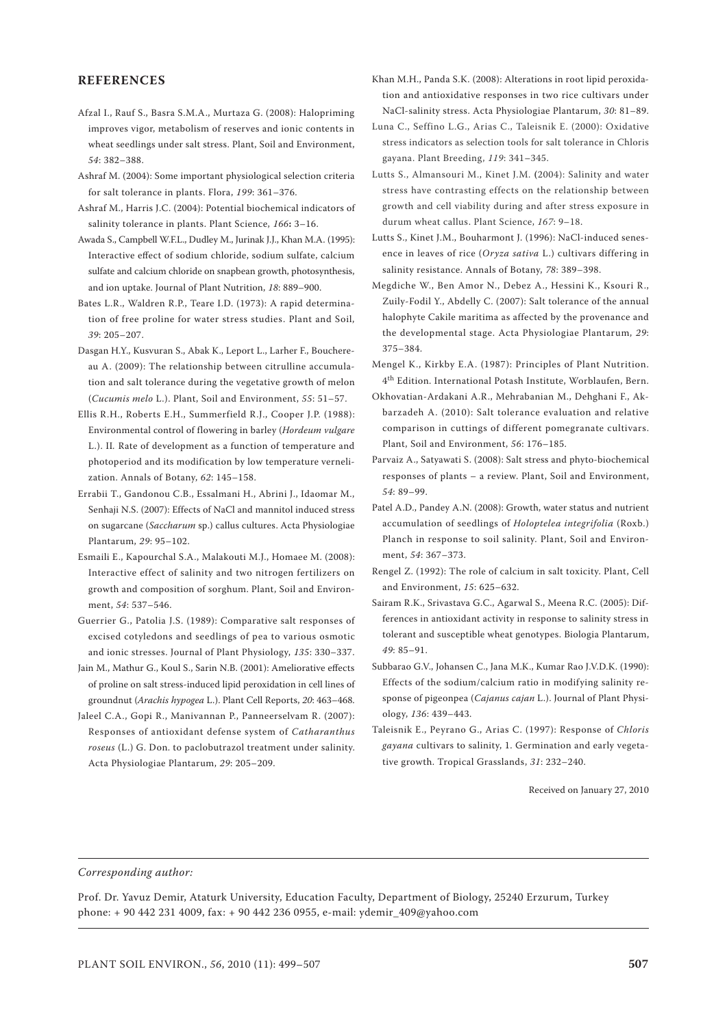## REFERENCES

Afzal I., Rauf S., Basra S.M.A., Murtaza G. (2008): Halopriming improves vigor, metabolism of reserves and ionic contents in wheat seedlings under salt stress. Plant, Soil and Environment, *54*: 382–388.

Ashraf M. (2004): Some important physiological selection criteria for salt tolerance in plants. Flora, *199*: 361–376.

Ashraf M., Harris J.C. (2004): Potential biochemical indicators of salinity tolerance in plants. Plant Science, *166***:** 3–16.

Awada S., Campbell W.F.L., Dudley M., Jurinak J.J., Khan M.A. (1995): Interactive effect of sodium chloride, sodium sulfate, calcium sulfate and calcium chloride on snapbean growth, photosynthesis, and ion uptake. Journal of Plant Nutrition, *18*: 889–900.

Bates L.R., Waldren R.P., Teare I.D. (1973): A rapid determination of free proline for water stress studies. Plant and Soil, *39*: 205–207.

Dasgan H.Y., Kusvuran S., Abak K., Leport L., Larher F., Bouchereau A. (2009): The relationship between citrulline accumulation and salt tolerance during the vegetative growth of melon (*Cucumis melo* L.). Plant, Soil and Environment, *55*: 51–57.

Ellis R.H., Roberts E.H., Summerfield R.J., Cooper J.P. (1988): Environmental control of flowering in barley (*Hordeum vulgare* L.). II. Rate of development as a function of temperature and photoperiod and its modification by low temperature vernelization. Annals of Botany, *62*: 145–158.

Errabii T., Gandonou C.B., Essalmani H., Abrini J., Idaomar M., Senhaji N.S. (2007): Effects of NaCl and mannitol induced stress on sugarcane (*Saccharum* sp.) callus cultures. Acta Physiologiae Plantarum, *29*: 95–102.

Esmaili E., Kapourchal S.A., Malakouti M.J., Homaee M. (2008): Interactive effect of salinity and two nitrogen fertilizers on growth and composition of sorghum. Plant, Soil and Environment, *54*: 537–546.

Guerrier G., Patolia J.S. (1989): Comparative salt responses of excised cotyledons and seedlings of pea to various osmotic and ionic stresses. Journal of Plant Physiology, *135*: 330–337.

Jain M., Mathur G., Koul S., Sarin N.B. (2001): Ameliorative effects of proline on salt stress-induced lipid peroxidation in cell lines of groundnut (*Arachis hypogea* L.). Plant Cell Reports, *20*: 463–468.

Jaleel C.A., Gopi R., Manivannan P., Panneerselvam R. (2007): Responses of antioxidant defense system of *Catharanthus roseus* (L.) G. Don. to paclobutrazol treatment under salinity. Acta Physiologiae Plantarum, *29*: 205–209.

Khan M.H., Panda S.K. (2008): Alterations in root lipid peroxidation and antioxidative responses in two rice cultivars under NaCl-salinity stress. Acta Physiologiae Plantarum, *30*: 81–89.

Luna C., Seffino L.G., Arias C., Taleisnik E. (2000): Oxidative stress indicators as selection tools for salt tolerance in Chloris gayana. Plant Breeding, *119*: 341–345.

Lutts S., Almansouri M., Kinet J.M. (2004): Salinity and water stress have contrasting effects on the relationship between growth and cell viability during and after stress exposure in durum wheat callus. Plant Science, *167*: 9–18.

Lutts S., Kinet J.M., Bouharmont J. (1996): NaCl-induced senescence in leaves of rice (*Oryza sativa* L.) cultivars differing in salinity resistance. Annals of Botany, *78*: 389–398.

Megdiche W., Ben Amor N., Debez A., Hessini K., Ksouri R., Zuily-Fodil Y., Abdelly C. (2007): Salt tolerance of the annual halophyte Cakile maritima as affected by the provenance and the developmental stage. Acta Physiologiae Plantarum, *29*: 375–384.

Mengel K., Kirkby E.A. (1987): Principles of Plant Nutrition. 4th Edition. International Potash Institute, Worblaufen, Bern.

Okhovatian-Ardakani A.R., Mehrabanian M., Dehghani F., Akbarzadeh A. (2010): Salt tolerance evaluation and relative comparison in cuttings of different pomegranate cultivars. Plant, Soil and Environment, *56*: 176–185.

Parvaiz A., Satyawati S. (2008): Salt stress and phyto-biochemical responses of plants – a review. Plant, Soil and Environment, *54*: 89–99.

Patel A.D., Pandey A.N. (2008): Growth, water status and nutrient accumulation of seedlings of *Holoptelea integrifolia* (Roxb.) Planch in response to soil salinity. Plant, Soil and Environment, *54*: 367–373.

Rengel Z. (1992): The role of calcium in salt toxicity. Plant, Cell and Environment, *15*: 625–632.

Sairam R.K., Srivastava G.C., Agarwal S., Meena R.C. (2005): Differences in antioxidant activity in response to salinity stress in tolerant and susceptible wheat genotypes. Biologia Plantarum, *49*: 85–91.

Subbarao G.V., Johansen C., Jana M.K., Kumar Rao J.V.D.K. (1990): Effects of the sodium/calcium ratio in modifying salinity response of pigeonpea (*Cajanus cajan* L.). Journal of Plant Physiology, *136*: 439–443.

Taleisnik E., Peyrano G., Arias C. (1997): Response of *Chloris gayana* cultivars to salinity, 1. Germination and early vegetative growth. Tropical Grasslands, *31*: 232–240.

Received on January 27, 2010

*Corresponding author:*

Prof. Dr. Yavuz Demir, Ataturk University, Education Faculty, Department of Biology, 25240 Erzurum, Turkey
phone: + 90 442 231 4009, fax: + 90 442 236 0955, e-mail: ydemir_409@yahoo.com